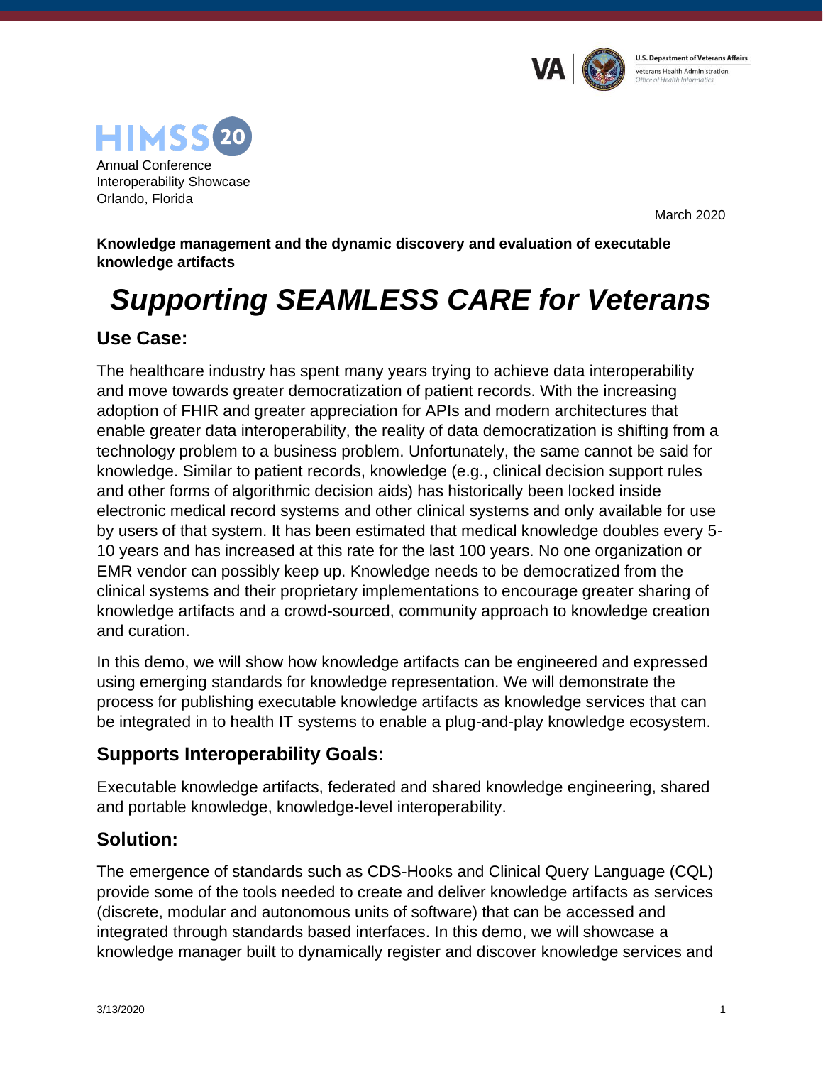U.S. Department of Veterans Affairs
Veterans Health Administration
Office of Health Informatics

HIMSS 20
Annual Conference
Interoperability Showcase
Orlando, Florida

March 2020

**Knowledge management and the dynamic discovery and evaluation of executable knowledge artifacts**

# *Supporting SEAMLESS CARE for Veterans*

## Use Case:

The healthcare industry has spent many years trying to achieve data interoperability and move towards greater democratization of patient records. With the increasing adoption of FHIR and greater appreciation for APIs and modern architectures that enable greater data interoperability, the reality of data democratization is shifting from a technology problem to a business problem. Unfortunately, the same cannot be said for knowledge. Similar to patient records, knowledge (e.g., clinical decision support rules and other forms of algorithmic decision aids) has historically been locked inside electronic medical record systems and other clinical systems and only available for use by users of that system. It has been estimated that medical knowledge doubles every 5-10 years and has increased at this rate for the last 100 years. No one organization or EMR vendor can possibly keep up. Knowledge needs to be democratized from the clinical systems and their proprietary implementations to encourage greater sharing of knowledge artifacts and a crowd-sourced, community approach to knowledge creation and curation.

In this demo, we will show how knowledge artifacts can be engineered and expressed using emerging standards for knowledge representation. We will demonstrate the process for publishing executable knowledge artifacts as knowledge services that can be integrated in to health IT systems to enable a plug-and-play knowledge ecosystem.

## Supports Interoperability Goals:

Executable knowledge artifacts, federated and shared knowledge engineering, shared and portable knowledge, knowledge-level interoperability.

## Solution:

The emergence of standards such as CDS-Hooks and Clinical Query Language (CQL) provide some of the tools needed to create and deliver knowledge artifacts as services (discrete, modular and autonomous units of software) that can be accessed and integrated through standards based interfaces. In this demo, we will showcase a knowledge manager built to dynamically register and discover knowledge services and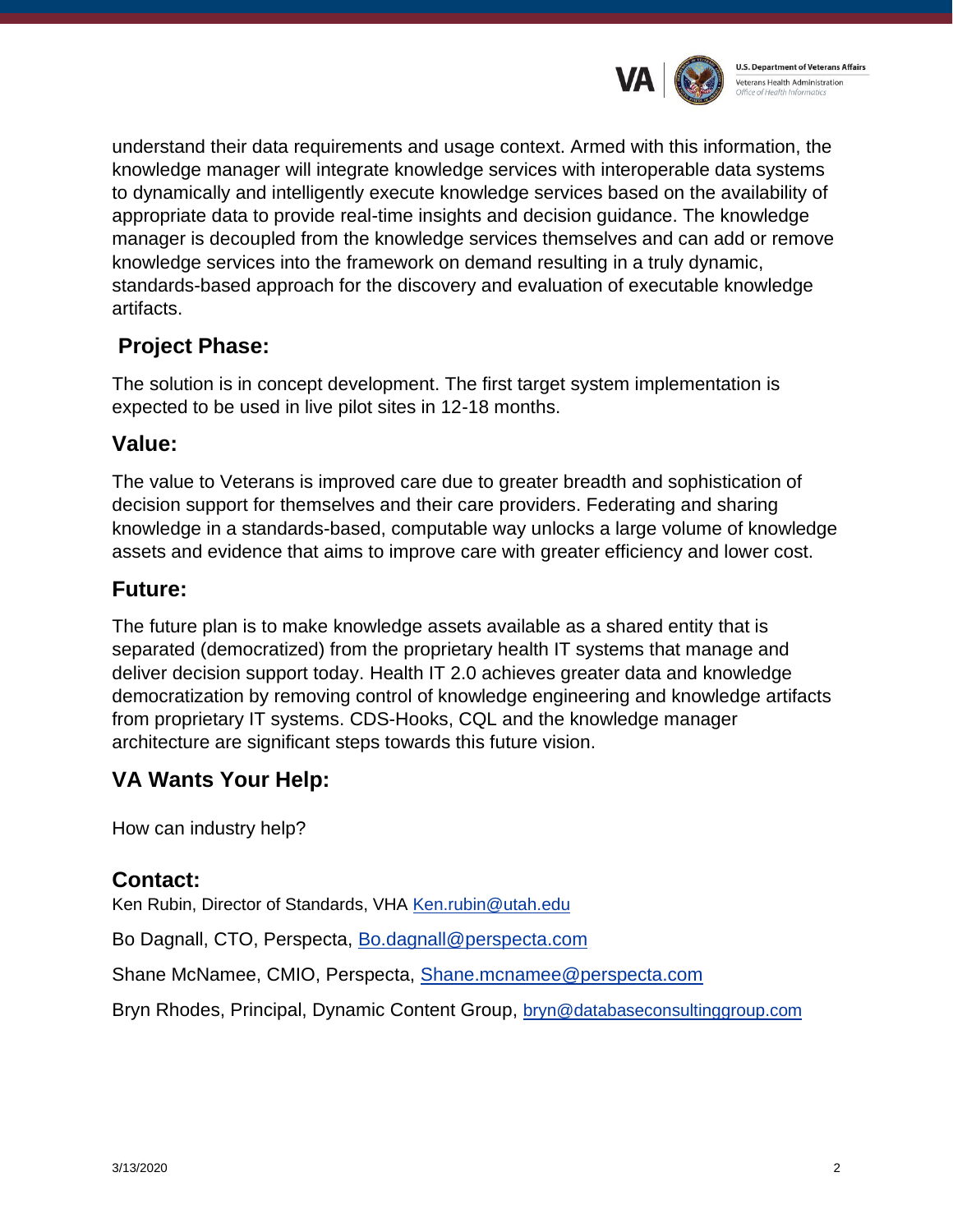understand their data requirements and usage context. Armed with this information, the knowledge manager will integrate knowledge services with interoperable data systems to dynamically and intelligently execute knowledge services based on the availability of appropriate data to provide real-time insights and decision guidance. The knowledge manager is decoupled from the knowledge services themselves and can add or remove knowledge services into the framework on demand resulting in a truly dynamic, standards-based approach for the discovery and evaluation of executable knowledge artifacts.

## Project Phase:

The solution is in concept development. The first target system implementation is expected to be used in live pilot sites in 12-18 months.

## Value:

The value to Veterans is improved care due to greater breadth and sophistication of decision support for themselves and their care providers. Federating and sharing knowledge in a standards-based, computable way unlocks a large volume of knowledge assets and evidence that aims to improve care with greater efficiency and lower cost.

## Future:

The future plan is to make knowledge assets available as a shared entity that is separated (democratized) from the proprietary health IT systems that manage and deliver decision support today. Health IT 2.0 achieves greater data and knowledge democratization by removing control of knowledge engineering and knowledge artifacts from proprietary IT systems. CDS-Hooks, CQL and the knowledge manager architecture are significant steps towards this future vision.

## VA Wants Your Help:

How can industry help?

## Contact:

Ken Rubin, Director of Standards, VHA Ken.rubin@utah.edu

Bo Dagnall, CTO, Perspecta, Bo.dagnall@perspecta.com

Shane McNamee, CMIO, Perspecta, Shane.mcnamee@perspecta.com

Bryn Rhodes, Principal, Dynamic Content Group, bryn@databaseconsultinggroup.com